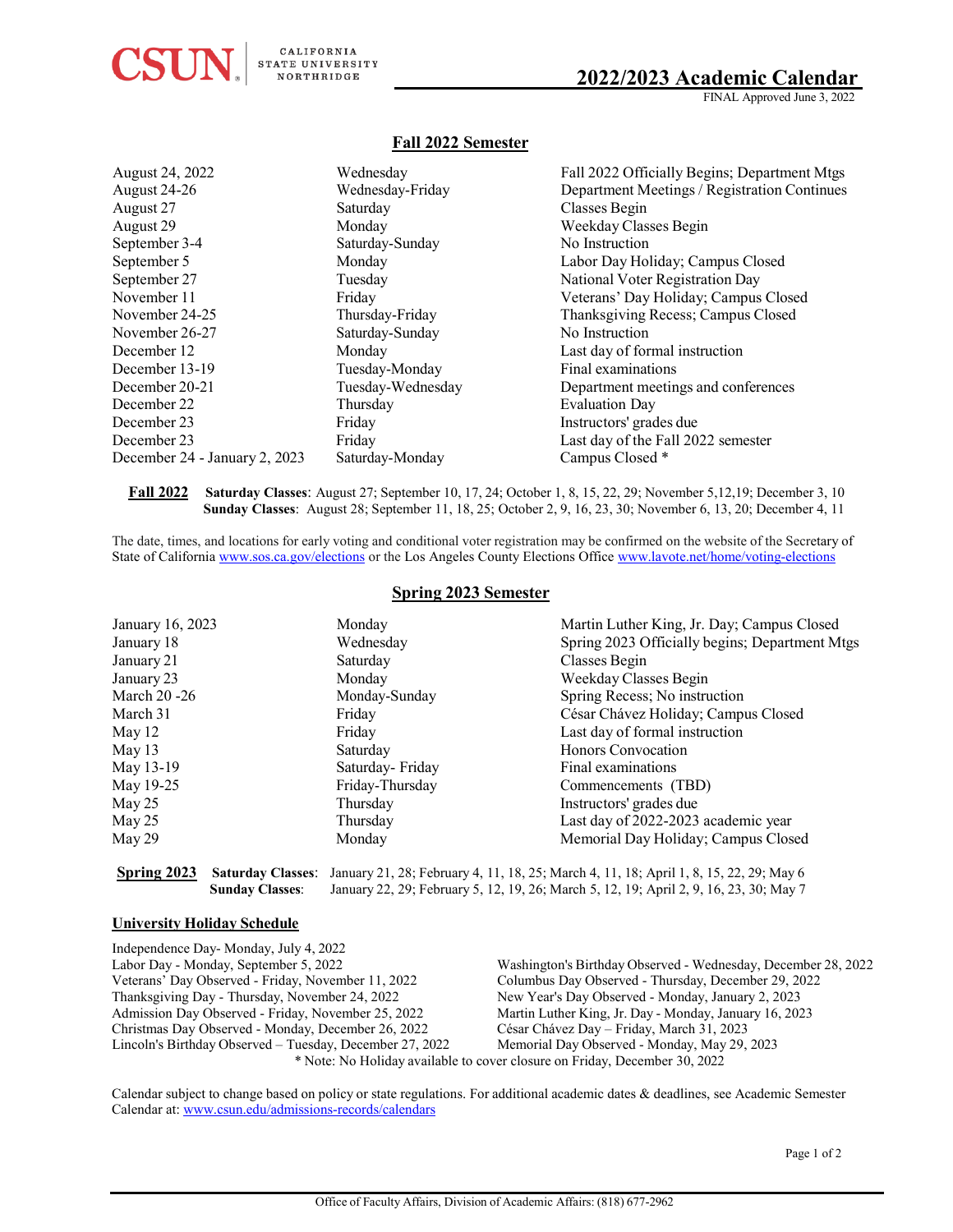CSUN | CALIFORNIA STATE UNIVERSITY NORTHRIDGE

# 2022/2023 Academic Calendar

FINAL Approved June 3, 2022

## Fall 2022 Semester

| | | |
|---|---|---|
| August 24, 2022 | Wednesday | Fall 2022 Officially Begins; Department Mtgs |
| August 24-26 | Wednesday-Friday | Department Meetings / Registration Continues |
| August 27 | Saturday | Classes Begin |
| August 29 | Monday | Weekday Classes Begin |
| September 3-4 | Saturday-Sunday | No Instruction |
| September 5 | Monday | Labor Day Holiday; Campus Closed |
| September 27 | Tuesday | National Voter Registration Day |
| November 11 | Friday | Veterans' Day Holiday; Campus Closed |
| November 24-25 | Thursday-Friday | Thanksgiving Recess; Campus Closed |
| November 26-27 | Saturday-Sunday | No Instruction |
| December 12 | Monday | Last day of formal instruction |
| December 13-19 | Tuesday-Monday | Final examinations |
| December 20-21 | Tuesday-Wednesday | Department meetings and conferences |
| December 22 | Thursday | Evaluation Day |
| December 23 | Friday | Instructors' grades due |
| December 23 | Friday | Last day of the Fall 2022 semester |
| December 24 - January 2, 2023 | Saturday-Monday | Campus Closed * |

**Fall 2022** **Saturday Classes**: August 27; September 10, 17, 24; October 1, 8, 15, 22, 29; November 5,12,19; December 3, 10
**Sunday Classes**: August 28; September 11, 18, 25; October 2, 9, 16, 23, 30; November 6, 13, 20; December 4, 11

The date, times, and locations for early voting and conditional voter registration may be confirmed on the website of the Secretary of State of California www.sos.ca.gov/elections or the Los Angeles County Elections Office www.lavote.net/home/voting-elections

## Spring 2023 Semester

| | | |
|---|---|---|
| January 16, 2023 | Monday | Martin Luther King, Jr. Day; Campus Closed |
| January 18 | Wednesday | Spring 2023 Officially begins; Department Mtgs |
| January 21 | Saturday | Classes Begin |
| January 23 | Monday | Weekday Classes Begin |
| March 20 -26 | Monday-Sunday | Spring Recess; No instruction |
| March 31 | Friday | César Chávez Holiday; Campus Closed |
| May 12 | Friday | Last day of formal instruction |
| May 13 | Saturday | Honors Convocation |
| May 13-19 | Saturday- Friday | Final examinations |
| May 19-25 | Friday-Thursday | Commencements (TBD) |
| May 25 | Thursday | Instructors' grades due |
| May 25 | Thursday | Last day of 2022-2023 academic year |
| May 29 | Monday | Memorial Day Holiday; Campus Closed |

**Spring 2023** **Saturday Classes**: January 21, 28; February 4, 11, 18, 25; March 4, 11, 18; April 1, 8, 15, 22, 29; May 6
**Sunday Classes**: January 22, 29; February 5, 12, 19, 26; March 5, 12, 19; April 2, 9, 16, 23, 30; May 7

## University Holiday Schedule

- Independence Day- Monday, July 4, 2022
- Labor Day - Monday, September 5, 2022
- Veterans' Day Observed - Friday, November 11, 2022
- Thanksgiving Day - Thursday, November 24, 2022
- Admission Day Observed - Friday, November 25, 2022
- Christmas Day Observed - Monday, December 26, 2022
- Lincoln's Birthday Observed – Tuesday, December 27, 2022
- Washington's Birthday Observed - Wednesday, December 28, 2022
- Columbus Day Observed - Thursday, December 29, 2022
- New Year's Day Observed - Monday, January 2, 2023
- Martin Luther King, Jr. Day - Monday, January 16, 2023
- César Chávez Day – Friday, March 31, 2023
- Memorial Day Observed - Monday, May 29, 2023

* Note: No Holiday available to cover closure on Friday, December 30, 2022

Calendar subject to change based on policy or state regulations. For additional academic dates & deadlines, see Academic Semester Calendar at: www.csun.edu/admissions-records/calendars

Office of Faculty Affairs, Division of Academic Affairs: (818) 677-2962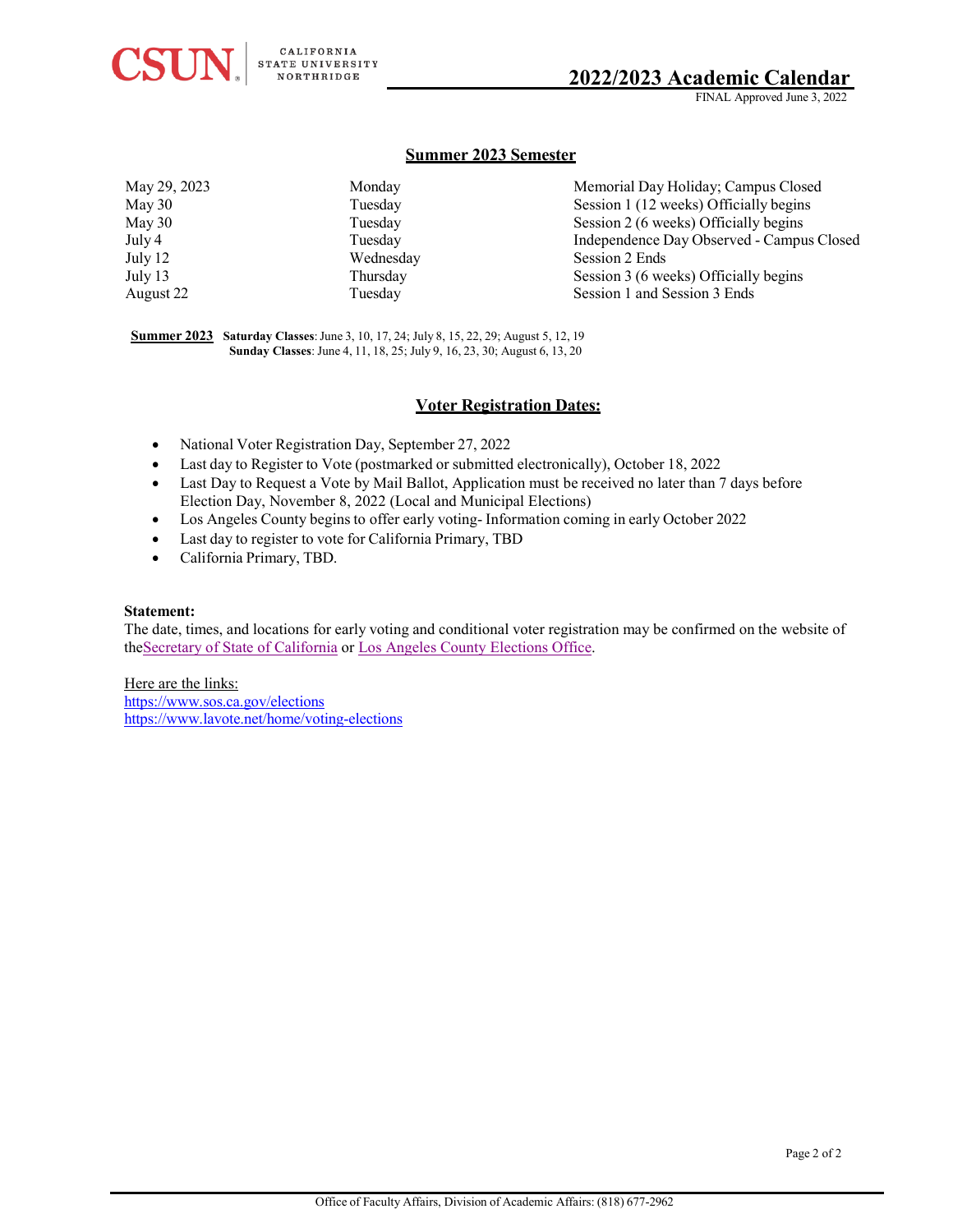# 2022/2023 Academic Calendar

FINAL Approved June 3, 2022

## Summer 2023 Semester

| | | |
|---|---|---|
| May 29, 2023 | Monday | Memorial Day Holiday; Campus Closed |
| May 30 | Tuesday | Session 1 (12 weeks) Officially begins |
| May 30 | Tuesday | Session 2 (6 weeks) Officially begins |
| July 4 | Tuesday | Independence Day Observed - Campus Closed |
| July 12 | Wednesday | Session 2 Ends |
| July 13 | Thursday | Session 3 (6 weeks) Officially begins |
| August 22 | Tuesday | Session 1 and Session 3 Ends |

**Summer 2023** **Saturday Classes**: June 3, 10, 17, 24; July 8, 15, 22, 29; August 5, 12, 19
**Sunday Classes**: June 4, 11, 18, 25; July 9, 16, 23, 30; August 6, 13, 20

## Voter Registration Dates:

- National Voter Registration Day, September 27, 2022
- Last day to Register to Vote (postmarked or submitted electronically), October 18, 2022
- Last Day to Request a Vote by Mail Ballot, Application must be received no later than 7 days before Election Day, November 8, 2022 (Local and Municipal Elections)
- Los Angeles County begins to offer early voting- Information coming in early October 2022
- Last day to register to vote for California Primary, TBD
- California Primary, TBD.

**Statement:**
The date, times, and locations for early voting and conditional voter registration may be confirmed on the website of theSecretary of State of California or Los Angeles County Elections Office.

Here are the links:
https://www.sos.ca.gov/elections
https://www.lavote.net/home/voting-elections

Office of Faculty Affairs, Division of Academic Affairs: (818) 677-2962